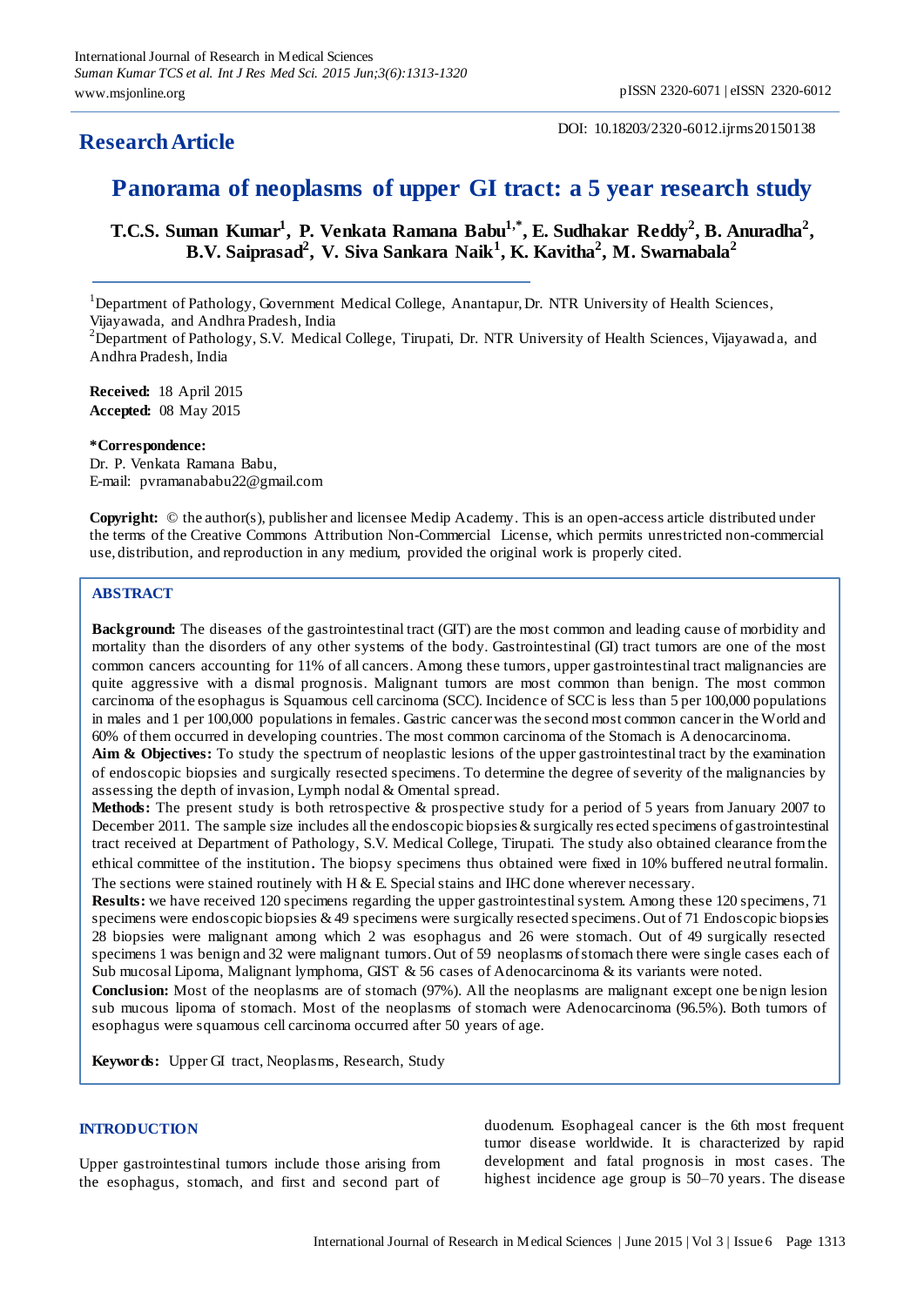**Research Article**

DOI: 10.18203/2320-6012.ijrms20150138

# Panorama of neoplasms of upper GI tract: a 5 year research study

**T.C.S. Suman Kumar[1], P. Venkata Ramana Babu[1,*], E. Sudhakar Reddy[2], B. Anuradha[2], B.V. Saiprasad[2], V. Siva Sankara Naik[1], K. Kavitha[2], M. Swarnabala[2]**

[1]Department of Pathology, Government Medical College, Anantapur, Dr. NTR University of Health Sciences, Vijayawada, and Andhra Pradesh, India

[2]Department of Pathology, S.V. Medical College, Tirupati, Dr. NTR University of Health Sciences, Vijayawada, and Andhra Pradesh, India

**Received:** 18 April 2015
**Accepted:** 08 May 2015

**\*Correspondence:**
Dr. P. Venkata Ramana Babu,
E-mail: pvramanababu22@gmail.com

**Copyright:** © the author(s), publisher and licensee Medip Academy. This is an open-access article distributed under the terms of the Creative Commons Attribution Non-Commercial License, which permits unrestricted non-commercial use, distribution, and reproduction in any medium, provided the original work is properly cited.

## ABSTRACT

**Background:** The diseases of the gastrointestinal tract (GIT) are the most common and leading cause of morbidity and mortality than the disorders of any other systems of the body. Gastrointestinal (GI) tract tumors are one of the most common cancers accounting for 11% of all cancers. Among these tumors, upper gastrointestinal tract malignancies are quite aggressive with a dismal prognosis. Malignant tumors are most common than benign. The most common carcinoma of the esophagus is Squamous cell carcinoma (SCC). Incidence of SCC is less than 5 per 100,000 populations in males and 1 per 100,000 populations in females. Gastric cancer was the second most common cancer in the World and 60% of them occurred in developing countries. The most common carcinoma of the Stomach is Adenocarcinoma.

**Aim & Objectives:** To study the spectrum of neoplastic lesions of the upper gastrointestinal tract by the examination of endoscopic biopsies and surgically resected specimens. To determine the degree of severity of the malignancies by assessing the depth of invasion, Lymph nodal & Omental spread.

**Methods:** The present study is both retrospective & prospective study for a period of 5 years from January 2007 to December 2011. The sample size includes all the endoscopic biopsies & surgically resected specimens of gastrointestinal tract received at Department of Pathology, S.V. Medical College, Tirupati. The study also obtained clearance from the ethical committee of the institution. The biopsy specimens thus obtained were fixed in 10% buffered neutral formalin. The sections were stained routinely with H & E. Special stains and IHC done wherever necessary.

**Results:** we have received 120 specimens regarding the upper gastrointestinal system. Among these 120 specimens, 71 specimens were endoscopic biopsies & 49 specimens were surgically resected specimens. Out of 71 Endoscopic biopsies 28 biopsies were malignant among which 2 was esophagus and 26 were stomach. Out of 49 surgically resected specimens 1 was benign and 32 were malignant tumors. Out of 59 neoplasms of stomach there were single cases each of Sub mucosal Lipoma, Malignant lymphoma, GIST & 56 cases of Adenocarcinoma & its variants were noted.

**Conclusion:** Most of the neoplasms are of stomach (97%). All the neoplasms are malignant except one benign lesion sub mucous lipoma of stomach. Most of the neoplasms of stomach were Adenocarcinoma (96.5%). Both tumors of esophagus were squamous cell carcinoma occurred after 50 years of age.

**Keywords:** Upper GI tract, Neoplasms, Research, Study

## INTRODUCTION

Upper gastrointestinal tumors include those arising from the esophagus, stomach, and first and second part of duodenum. Esophageal cancer is the 6th most frequent tumor disease worldwide. It is characterized by rapid development and fatal prognosis in most cases. The highest incidence age group is 50–70 years. The disease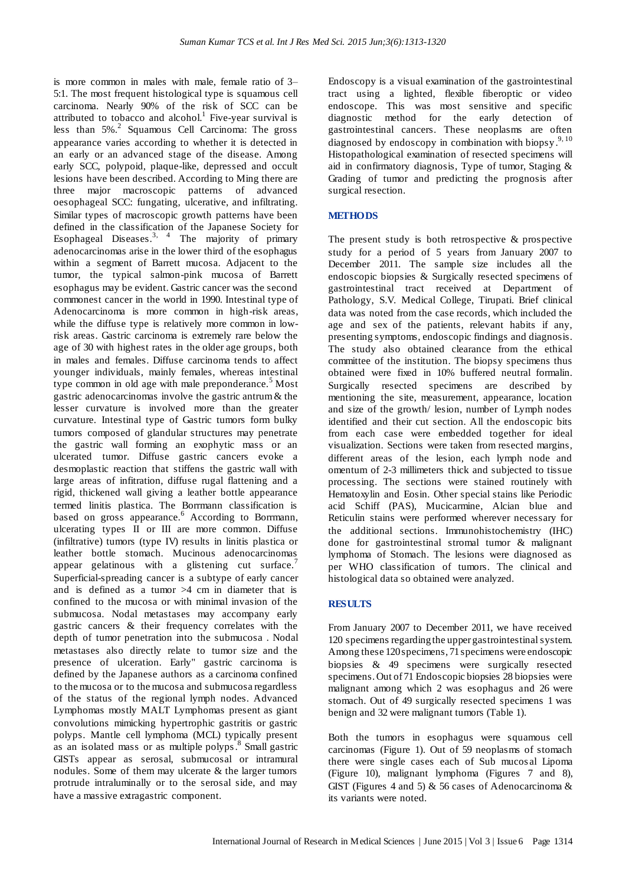is more common in males with male, female ratio of 3–5:1. The most frequent histological type is squamous cell carcinoma. Nearly 90% of the risk of SCC can be attributed to tobacco and alcohol.[1] Five-year survival is less than 5%.[2] Squamous Cell Carcinoma: The gross appearance varies according to whether it is detected in an early or an advanced stage of the disease. Among early SCC, polypoid, plaque-like, depressed and occult lesions have been described. According to Ming there are three major macroscopic patterns of advanced oesophageal SCC: fungating, ulcerative, and infiltrating. Similar types of macroscopic growth patterns have been defined in the classification of the Japanese Society for Esophageal Diseases.[3, 4] The majority of primary adenocarcinomas arise in the lower third of the esophagus within a segment of Barrett mucosa. Adjacent to the tumor, the typical salmon-pink mucosa of Barrett esophagus may be evident. Gastric cancer was the second commonest cancer in the world in 1990. Intestinal type of Adenocarcinoma is more common in high-risk areas, while the diffuse type is relatively more common in low-risk areas. Gastric carcinoma is extremely rare below the age of 30 with highest rates in the older age groups, both in males and females. Diffuse carcinoma tends to affect younger individuals, mainly females, whereas intestinal type common in old age with male preponderance.[5] Most gastric adenocarcinomas involve the gastric antrum & the lesser curvature is involved more than the greater curvature. Intestinal type of Gastric tumors form bulky tumors composed of glandular structures may penetrate the gastric wall forming an exophytic mass or an ulcerated tumor. Diffuse gastric cancers evoke a desmoplastic reaction that stiffens the gastric wall with large areas of infitration, diffuse rugal flattening and a rigid, thickened wall giving a leather bottle appearance termed linitis plastica. The Borrmann classification is based on gross appearance.[6] According to Borrmann, ulcerating types II or III are more common. Diffuse (infiltrative) tumors (type IV) results in linitis plastica or leather bottle stomach. Mucinous adenocarcinomas appear gelatinous with a glistening cut surface.[7] Superficial-spreading cancer is a subtype of early cancer and is defined as a tumor >4 cm in diameter that is confined to the mucosa or with minimal invasion of the submucosa. Nodal metastases may accompany early gastric cancers & their frequency correlates with the depth of tumor penetration into the submucosa . Nodal metastases also directly relate to tumor size and the presence of ulceration. Early" gastric carcinoma is defined by the Japanese authors as a carcinoma confined to the mucosa or to the mucosa and submucosa regardless of the status of the regional lymph nodes. Advanced Lymphomas mostly MALT Lymphomas present as giant convolutions mimicking hypertrophic gastritis or gastric polyps. Mantle cell lymphoma (MCL) typically present as an isolated mass or as multiple polyps.[8] Small gastric GISTs appear as serosal, submucosal or intramural nodules. Some of them may ulcerate & the larger tumors protrude intraluminally or to the serosal side, and may have a massive extragastric component.

Endoscopy is a visual examination of the gastrointestinal tract using a lighted, flexible fiberoptic or video endoscope. This was most sensitive and specific diagnostic method for the early detection of gastrointestinal cancers. These neoplasms are often diagnosed by endoscopy in combination with biopsy.[9, 10] Histopathological examination of resected specimens will aid in confirmatory diagnosis, Type of tumor, Staging & Grading of tumor and predicting the prognosis after surgical resection.

## METHODS

The present study is both retrospective & prospective study for a period of 5 years from January 2007 to December 2011. The sample size includes all the endoscopic biopsies & Surgically resected specimens of gastrointestinal tract received at Department of Pathology, S.V. Medical College, Tirupati. Brief clinical data was noted from the case records, which included the age and sex of the patients, relevant habits if any, presenting symptoms, endoscopic findings and diagnosis. The study also obtained clearance from the ethical committee of the institution. The biopsy specimens thus obtained were fixed in 10% buffered neutral formalin. Surgically resected specimens are described by mentioning the site, measurement, appearance, location and size of the growth/ lesion, number of Lymph nodes identified and their cut section. All the endoscopic bits from each case were embedded together for ideal visualization. Sections were taken from resected margins, different areas of the lesion, each lymph node and omentum of 2-3 millimeters thick and subjected to tissue processing. The sections were stained routinely with Hematoxylin and Eosin. Other special stains like Periodic acid Schiff (PAS), Mucicarmine, Alcian blue and Reticulin stains were performed wherever necessary for the additional sections. Immunohistochemistry (IHC) done for gastrointestinal stromal tumor & malignant lymphoma of Stomach. The lesions were diagnosed as per WHO classification of tumors. The clinical and histological data so obtained were analyzed.

## RESULTS

From January 2007 to December 2011, we have received 120 specimens regarding the upper gastrointestinal system. Among these 120 specimens, 71 specimens were endoscopic biopsies & 49 specimens were surgically resected specimens. Out of 71 Endoscopic biopsies 28 biopsies were malignant among which 2 was esophagus and 26 were stomach. Out of 49 surgically resected specimens 1 was benign and 32 were malignant tumors (Table 1).

Both the tumors in esophagus were squamous cell carcinomas (Figure 1). Out of 59 neoplasms of stomach there were single cases each of Sub mucosal Lipoma (Figure 10), malignant lymphoma (Figures 7 and 8), GIST (Figures 4 and 5) & 56 cases of Adenocarcinoma & its variants were noted.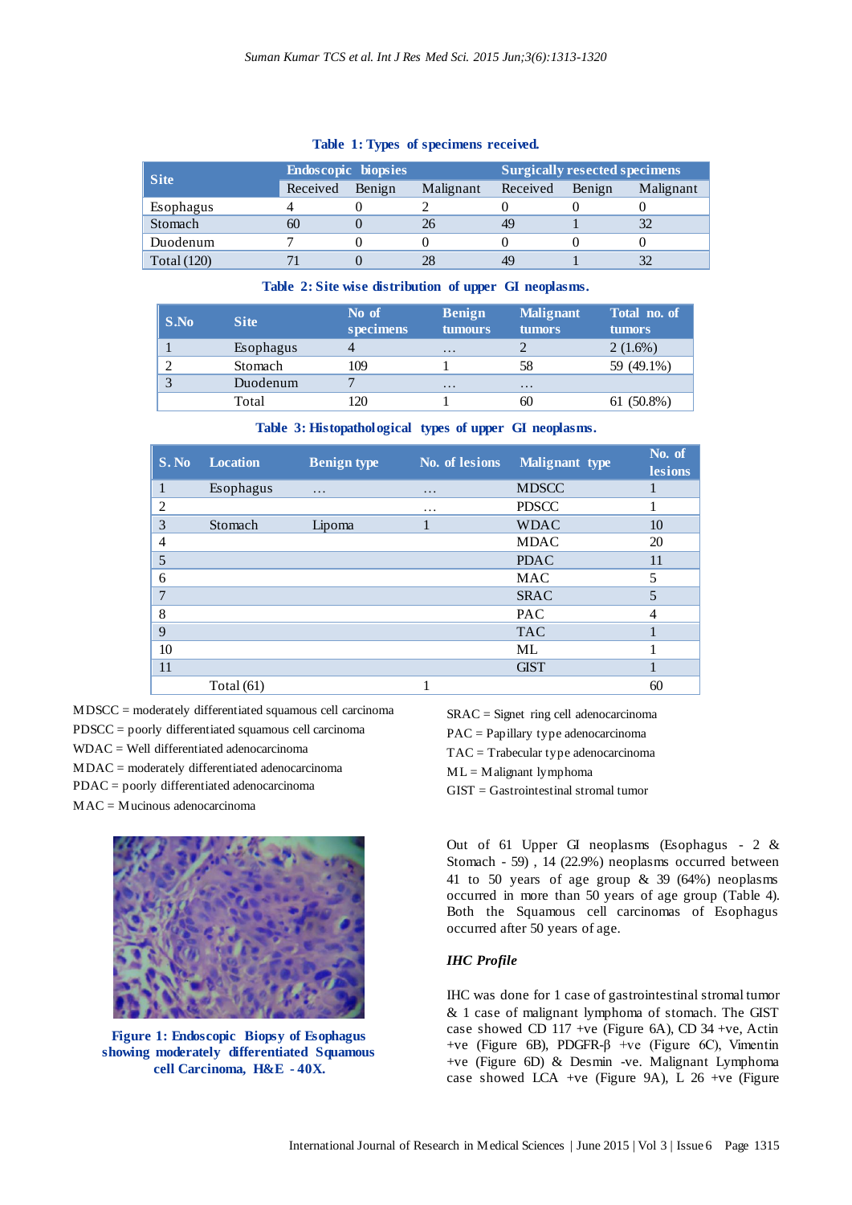**Table 1: Types of specimens received.**

| Site | Endoscopic biopsies | | | Surgically resected specimens | | |
|---|---|---|---|---|---|---|
| | Received | Benign | Malignant | Received | Benign | Malignant |
| Esophagus | 4 | 0 | 2 | 0 | 0 | 0 |
| Stomach | 60 | 0 | 26 | 49 | 1 | 32 |
| Duodenum | 7 | 0 | 0 | 0 | 0 | 0 |
| Total (120) | 71 | 0 | 28 | 49 | 1 | 32 |

**Table 2: Site wise distribution of upper GI neoplasms.**

| S.No | Site | No of specimens | Benign tumours | Malignant tumors | Total no. of tumors |
|---|---|---|---|---|---|
| 1 | Esophagus | 4 | … | 2 | 2 (1.6%) |
| 2 | Stomach | 109 | 1 | 58 | 59 (49.1%) |
| 3 | Duodenum | 7 | … | … | |
| | Total | 120 | 1 | 60 | 61 (50.8%) |

**Table 3: Histopathological types of upper GI neoplasms.**

| S. No | Location | Benign type | No. of lesions | Malignant type | No. of lesions |
|---|---|---|---|---|---|
| 1 | Esophagus | … | … | MDSCC | 1 |
| 2 | | | … | PDSCC | 1 |
| 3 | Stomach | Lipoma | 1 | WDAC | 10 |
| 4 | | | | MDAC | 20 |
| 5 | | | | PDAC | 11 |
| 6 | | | | MAC | 5 |
| 7 | | | | SRAC | 5 |
| 8 | | | | PAC | 4 |
| 9 | | | | TAC | 1 |
| 10 | | | | ML | 1 |
| 11 | | | | GIST | 1 |
| | Total (61) | | 1 | | 60 |

MDSCC = moderately differentiated squamous cell carcinoma
PDSCC = poorly differentiated squamous cell carcinoma
WDAC = Well differentiated adenocarcinoma
MDAC = moderately differentiated adenocarcinoma
PDAC = poorly differentiated adenocarcinoma
MAC = Mucinous adenocarcinoma
SRAC = Signet ring cell adenocarcinoma
PAC = Papillary type adenocarcinoma
TAC = Trabecular type adenocarcinoma
ML = Malignant lymphoma
GIST = Gastrointestinal stromal tumor

**Figure 1: Endoscopic Biopsy of Esophagus showing moderately differentiated Squamous cell Carcinoma, H&E - 40X.**

Out of 61 Upper GI neoplasms (Esophagus - 2 & Stomach - 59) , 14 (22.9%) neoplasms occurred between 41 to 50 years of age group & 39 (64%) neoplasms occurred in more than 50 years of age group (Table 4). Both the Squamous cell carcinomas of Esophagus occurred after 50 years of age.

### *IHC Profile*

IHC was done for 1 case of gastrointestinal stromal tumor & 1 case of malignant lymphoma of stomach. The GIST case showed CD 117 +ve (Figure 6A), CD 34 +ve, Actin +ve (Figure 6B), PDGFR-β +ve (Figure 6C), Vimentin +ve (Figure 6D) & Desmin -ve. Malignant Lymphoma case showed LCA +ve (Figure 9A), L 26 +ve (Figure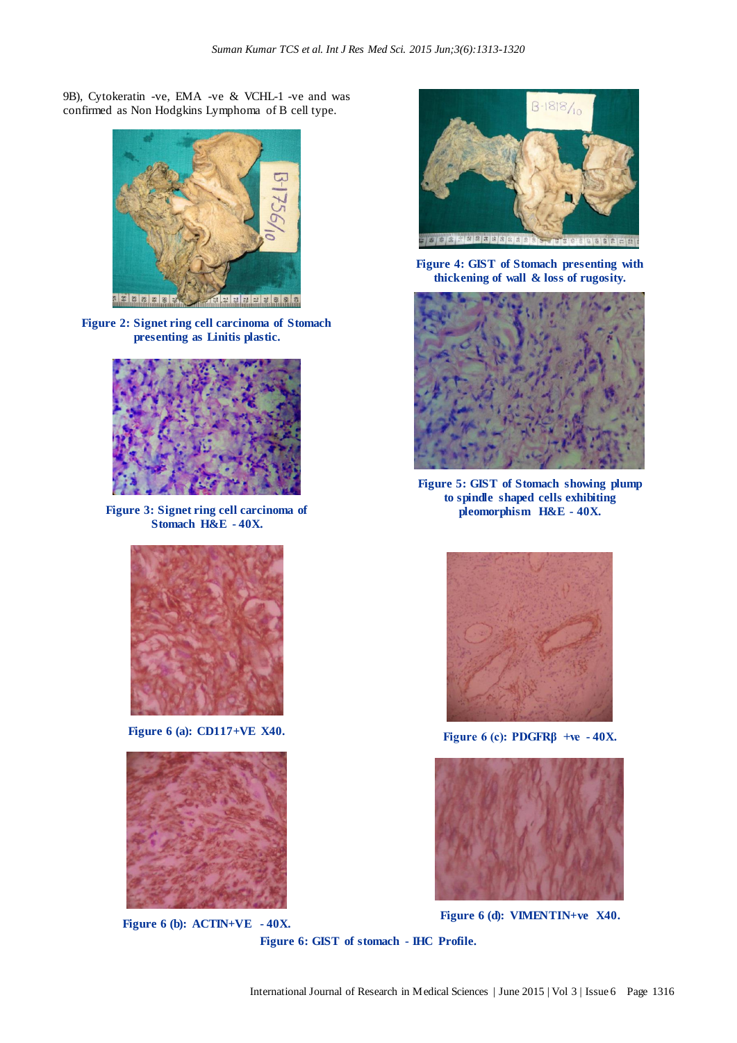9B), Cytokeratin -ve, EMA -ve & VCHL-1 -ve and was confirmed as Non Hodgkins Lymphoma of B cell type.

**Figure 2: Signet ring cell carcinoma of Stomach presenting as Linitis plastic.**

**Figure 3: Signet ring cell carcinoma of Stomach H&E - 40X.**

**Figure 4: GIST of Stomach presenting with thickening of wall & loss of rugosity.**

**Figure 5: GIST of Stomach showing plump to spindle shaped cells exhibiting pleomorphism H&E - 40X.**

**Figure 6 (a): CD117+VE X40.**

**Figure 6 (b): ACTIN+VE - 40X.**

**Figure 6 (c): PDGFRβ +ve - 40X.**

**Figure 6 (d): VIMENTIN+ve X40.**

**Figure 6: GIST of stomach - IHC Profile.**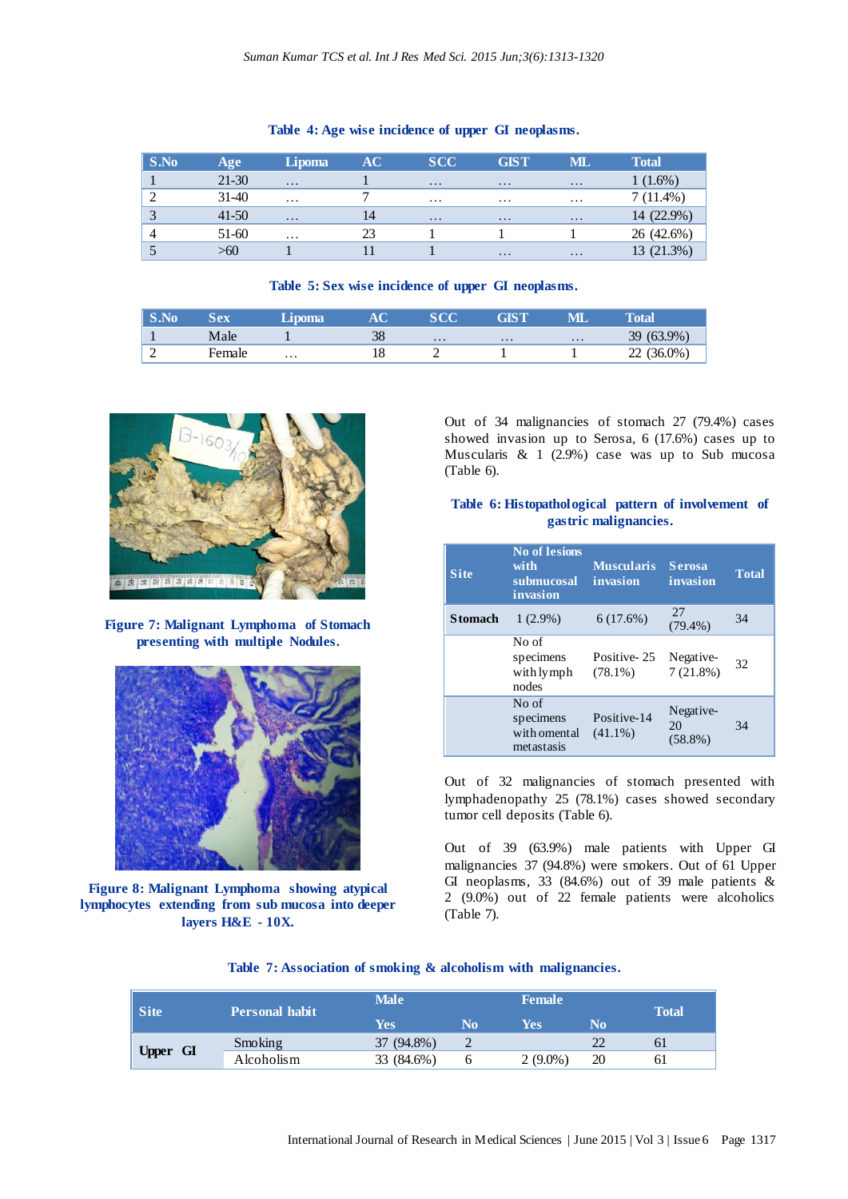**Table 4: Age wise incidence of upper GI neoplasms.**

| S.No | Age | Lipoma | AC | SCC | GIST | ML | Total |
|---|---|---|---|---|---|---|---|
| 1 | 21-30 | … | 1 | … | … | … | 1 (1.6%) |
| 2 | 31-40 | … | 7 | … | … | … | 7 (11.4%) |
| 3 | 41-50 | … | 14 | … | … | … | 14 (22.9%) |
| 4 | 51-60 | … | 23 | 1 | 1 | 1 | 26 (42.6%) |
| 5 | >60 | 1 | 11 | 1 | … | … | 13 (21.3%) |

**Table 5: Sex wise incidence of upper GI neoplasms.**

| S.No | Sex | Lipoma | AC | SCC | GIST | ML | Total |
|---|---|---|---|---|---|---|---|
| 1 | Male | 1 | 38 | … | … | … | 39 (63.9%) |
| 2 | Female | … | 18 | 2 | 1 | 1 | 22 (36.0%) |

**Figure 7: Malignant Lymphoma of Stomach presenting with multiple Nodules.**

**Figure 8: Malignant Lymphoma showing atypical lymphocytes extending from sub mucosa into deeper layers H&E - 10X.**

Out of 34 malignancies of stomach 27 (79.4%) cases showed invasion up to Serosa, 6 (17.6%) cases up to Muscularis & 1 (2.9%) case was up to Sub mucosa (Table 6).

**Table 6: Histopathological pattern of involvement of gastric malignancies.**

| Site | No of lesions with submucosal invasion | Muscularis invasion | Serosa invasion | Total |
|---|---|---|---|---|
| **Stomach** | 1 (2.9%) | 6 (17.6%) | 27 (79.4%) | 34 |
| | No of specimens with lymph nodes | Positive- 25 (78.1%) | Negative- 7 (21.8%) | 32 |
| | No of specimens with omental metastasis | Positive-14 (41.1%) | Negative- 20 (58.8%) | 34 |

Out of 32 malignancies of stomach presented with lymphadenopathy 25 (78.1%) cases showed secondary tumor cell deposits (Table 6).

Out of 39 (63.9%) male patients with Upper GI malignancies 37 (94.8%) were smokers. Out of 61 Upper GI neoplasms, 33 (84.6%) out of 39 male patients & 2 (9.0%) out of 22 female patients were alcoholics (Table 7).

**Table 7: Association of smoking & alcoholism with malignancies.**

| Site | Personal habit | Male | | Female | | Total |
|---|---|---|---|---|---|---|
| | | Yes | No | Yes | No | |
| **Upper GI** | Smoking | 37 (94.8%) | 2 | | 22 | 61 |
| | Alcoholism | 33 (84.6%) | 6 | 2 (9.0%) | 20 | 61 |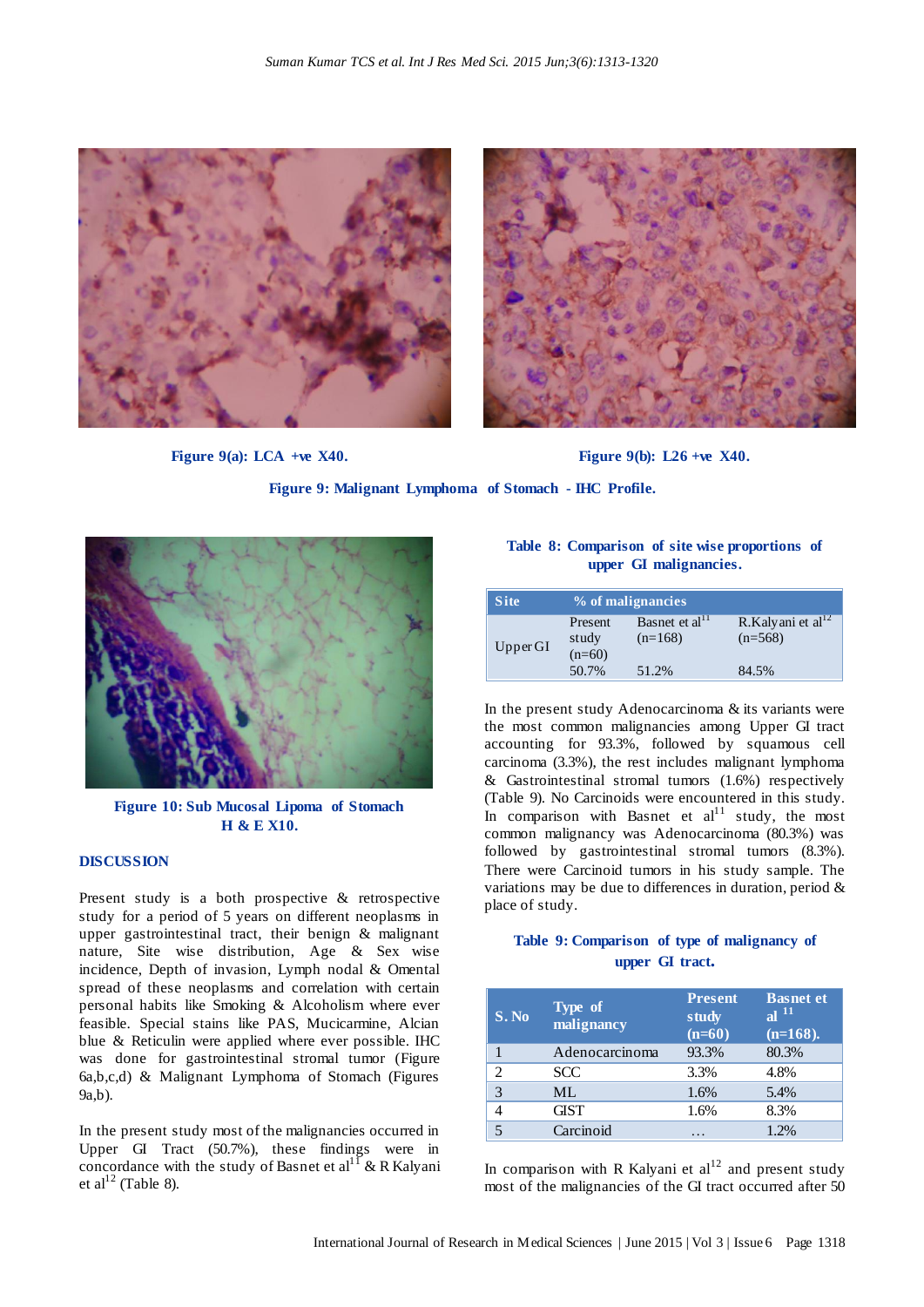Figure 9(a): LCA +ve X40.

Figure 9(b): L26 +ve X40.

**Figure 9: Malignant Lymphoma of Stomach - IHC Profile.**

**Figure 10: Sub Mucosal Lipoma of Stomach H & E X10.**

## DISCUSSION

Present study is a both prospective & retrospective study for a period of 5 years on different neoplasms in upper gastrointestinal tract, their benign & malignant nature, Site wise distribution, Age & Sex wise incidence, Depth of invasion, Lymph nodal & Omental spread of these neoplasms and correlation with certain personal habits like Smoking & Alcoholism where ever feasible. Special stains like PAS, Mucicarmine, Alcian blue & Reticulin were applied where ever possible. IHC was done for gastrointestinal stromal tumor (Figure 6a,b,c,d) & Malignant Lymphoma of Stomach (Figures 9a,b).

In the present study most of the malignancies occurred in Upper GI Tract (50.7%), these findings were in concordance with the study of Basnet et al[11] & R Kalyani et al[12] (Table 8).

**Table 8: Comparison of site wise proportions of upper GI malignancies.**

| Site | % of malignancies | | |
|---|---|---|---|
| Upper GI | Present study (n=60) | Basnet et al[11] (n=168) | R.Kalyani et al[12] (n=568) |
| | 50.7% | 51.2% | 84.5% |

In the present study Adenocarcinoma & its variants were the most common malignancies among Upper GI tract accounting for 93.3%, followed by squamous cell carcinoma (3.3%), the rest includes malignant lymphoma & Gastrointestinal stromal tumors (1.6%) respectively (Table 9). No Carcinoids were encountered in this study. In comparison with Basnet et al[11] study, the most common malignancy was Adenocarcinoma (80.3%) was followed by gastrointestinal stromal tumors (8.3%). There were Carcinoid tumors in his study sample. The variations may be due to differences in duration, period & place of study.

**Table 9: Comparison of type of malignancy of upper GI tract.**

| S. No | Type of malignancy | Present study (n=60) | Basnet et al [11] (n=168). |
|---|---|---|---|
| 1 | Adenocarcinoma | 93.3% | 80.3% |
| 2 | SCC | 3.3% | 4.8% |
| 3 | ML | 1.6% | 5.4% |
| 4 | GIST | 1.6% | 8.3% |
| 5 | Carcinoid | … | 1.2% |

In comparison with R Kalyani et al[12] and present study most of the malignancies of the GI tract occurred after 50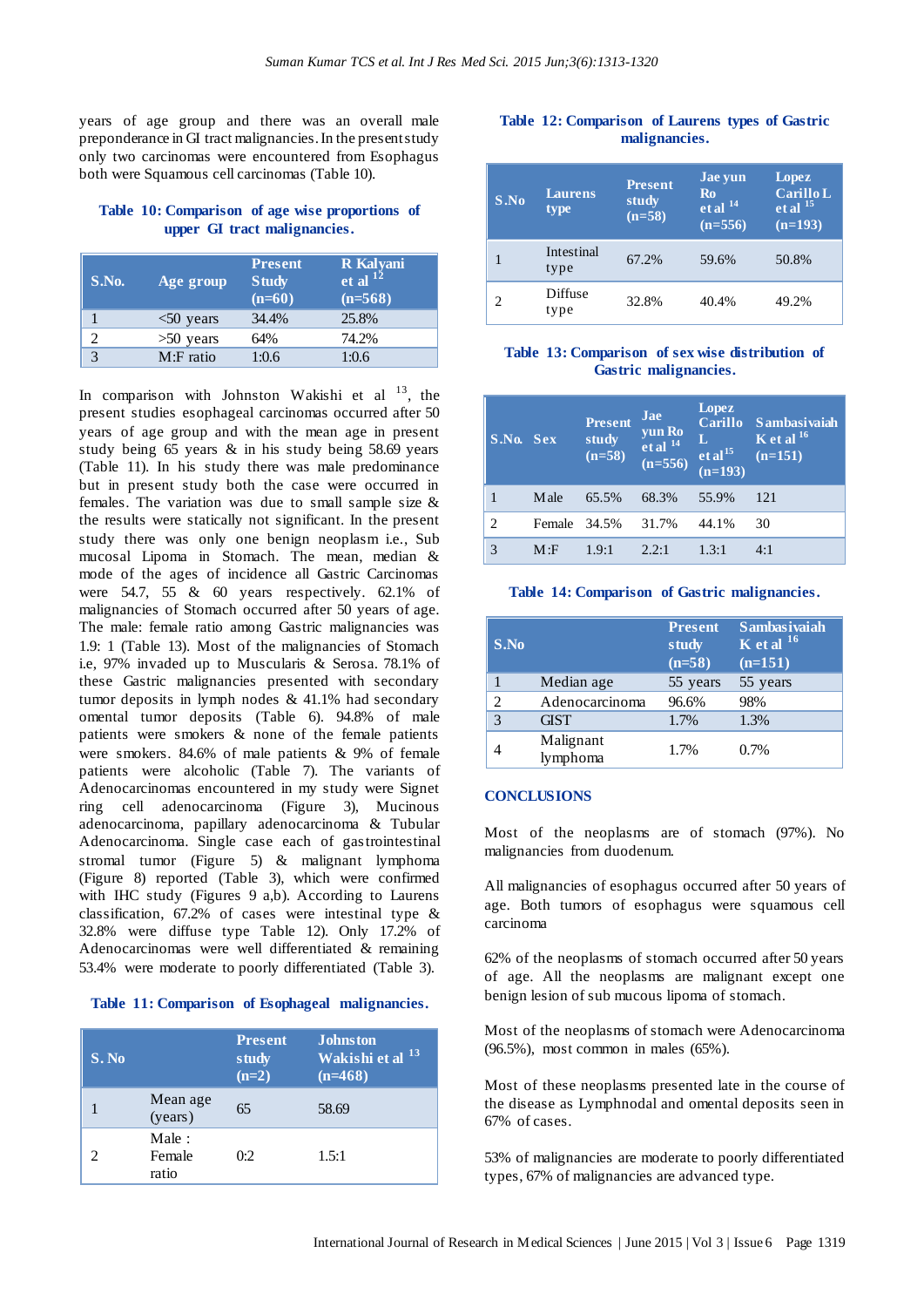years of age group and there was an overall male preponderance in GI tract malignancies. In the present study only two carcinomas were encountered from Esophagus both were Squamous cell carcinomas (Table 10).

**Table 10: Comparison of age wise proportions of upper GI tract malignancies.**

| S.No. | Age group | Present Study (n=60) | R Kalyani et al [12] (n=568) |
|---|---|---|---|
| 1 | <50 years | 34.4% | 25.8% |
| 2 | >50 years | 64% | 74.2% |
| 3 | M:F ratio | 1:0.6 | 1:0.6 |

In comparison with Johnston Wakishi et al [13], the present studies esophageal carcinomas occurred after 50 years of age group and with the mean age in present study being 65 years & in his study being 58.69 years (Table 11). In his study there was male predominance but in present study both the case were occurred in females. The variation was due to small sample size & the results were statically not significant. In the present study there was only one benign neoplasm i.e., Sub mucosal Lipoma in Stomach. The mean, median & mode of the ages of incidence all Gastric Carcinomas were 54.7, 55 & 60 years respectively. 62.1% of malignancies of Stomach occurred after 50 years of age. The male: female ratio among Gastric malignancies was 1.9: 1 (Table 13). Most of the malignancies of Stomach i.e, 97% invaded up to Muscularis & Serosa. 78.1% of these Gastric malignancies presented with secondary tumor deposits in lymph nodes & 41.1% had secondary omental tumor deposits (Table 6). 94.8% of male patients were smokers & none of the female patients were smokers. 84.6% of male patients & 9% of female patients were alcoholic (Table 7). The variants of Adenocarcinomas encountered in my study were Signet ring cell adenocarcinoma (Figure 3), Mucinous adenocarcinoma, papillary adenocarcinoma & Tubular Adenocarcinoma. Single case each of gastrointestinal stromal tumor (Figure 5) & malignant lymphoma (Figure 8) reported (Table 3), which were confirmed with IHC study (Figures 9 a,b). According to Laurens classification, 67.2% of cases were intestinal type & 32.8% were diffuse type Table 12). Only 17.2% of Adenocarcinomas were well differentiated & remaining 53.4% were moderate to poorly differentiated (Table 3).

**Table 11: Comparison of Esophageal malignancies.**

| S. No | | Present study (n=2) | Johnston Wakishi et al [13] (n=468) |
|---|---|---|---|
| 1 | Mean age (years) | 65 | 58.69 |
| 2 | Male : Female ratio | 0:2 | 1.5:1 |

**Table 12: Comparison of Laurens types of Gastric malignancies.**

| S.No | Laurens type | Present study (n=58) | Jae yun Ro et al [14] (n=556) | Lopez Carillo L et al [15] (n=193) |
|---|---|---|---|---|
| 1 | Intestinal type | 67.2% | 59.6% | 50.8% |
| 2 | Diffuse type | 32.8% | 40.4% | 49.2% |

**Table 13: Comparison of sex wise distribution of Gastric malignancies.**

| S.No. | Sex | Present study (n=58) | Jae yun Ro et al [14] (n=556) | Lopez Carillo L et al [15] (n=193) | Sambasivaiah K et al [16] (n=151) |
|---|---|---|---|---|---|
| 1 | Male | 65.5% | 68.3% | 55.9% | 121 |
| 2 | Female | 34.5% | 31.7% | 44.1% | 30 |
| 3 | M:F | 1.9:1 | 2.2:1 | 1.3:1 | 4:1 |

**Table 14: Comparison of Gastric malignancies.**

| S.No | | Present study (n=58) | Sambasivaiah K et al [16] (n=151) |
|---|---|---|---|
| 1 | Median age | 55 years | 55 years |
| 2 | Adenocarcinoma | 96.6% | 98% |
| 3 | GIST | 1.7% | 1.3% |
| 4 | Malignant lymphoma | 1.7% | 0.7% |

## CONCLUSIONS

Most of the neoplasms are of stomach (97%). No malignancies from duodenum.

All malignancies of esophagus occurred after 50 years of age. Both tumors of esophagus were squamous cell carcinoma

62% of the neoplasms of stomach occurred after 50 years of age. All the neoplasms are malignant except one benign lesion of sub mucous lipoma of stomach.

Most of the neoplasms of stomach were Adenocarcinoma (96.5%), most common in males (65%).

Most of these neoplasms presented late in the course of the disease as Lymphnodal and omental deposits seen in 67% of cases.

53% of malignancies are moderate to poorly differentiated types, 67% of malignancies are advanced type.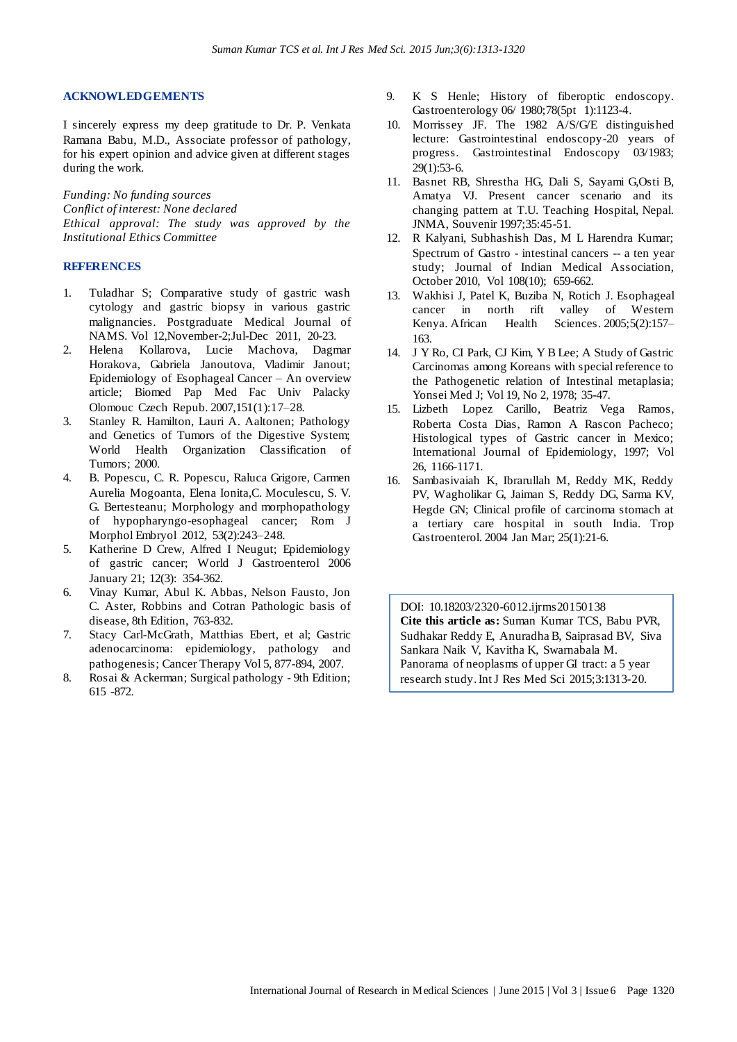## ACKNOWLEDGEMENTS

I sincerely express my deep gratitude to Dr. P. Venkata Ramana Babu, M.D., Associate professor of pathology, for his expert opinion and advice given at different stages during the work.

*Funding: No funding sources*
*Conflict of interest: None declared*
*Ethical approval: The study was approved by the Institutional Ethics Committee*

## REFERENCES

1. Tuladhar S; Comparative study of gastric wash cytology and gastric biopsy in various gastric malignancies. Postgraduate Medical Journal of NAMS. Vol 12,November-2;Jul-Dec 2011, 20-23.
2. Helena Kollarova, Lucie Machova, Dagmar Horakova, Gabriela Janoutova, Vladimir Janout; Epidemiology of Esophageal Cancer – An overview article; Biomed Pap Med Fac Univ Palacky Olomouc Czech Repub. 2007,151(1):17–28.
3. Stanley R. Hamilton, Lauri A. Aaltonen; Pathology and Genetics of Tumors of the Digestive System; World Health Organization Classification of Tumors; 2000.
4. B. Popescu, C. R. Popescu, Raluca Grigore, Carmen Aurelia Mogoanta, Elena Ionita,C. Moculescu, S. V. G. Bertesteanu; Morphology and morphopathology of hypopharyngo-esophageal cancer; Rom J Morphol Embryol 2012, 53(2):243–248.
5. Katherine D Crew, Alfred I Neugut; Epidemiology of gastric cancer; World J Gastroenterol 2006 January 21; 12(3): 354-362.
6. Vinay Kumar, Abul K. Abbas, Nelson Fausto, Jon C. Aster, Robbins and Cotran Pathologic basis of disease, 8th Edition, 763-832.
7. Stacy Carl-McGrath, Matthias Ebert, et al; Gastric adenocarcinoma: epidemiology, pathology and pathogenesis; Cancer Therapy Vol 5, 877-894, 2007.
8. Rosai & Ackerman; Surgical pathology - 9th Edition; 615 -872.
9. K S Henle; History of fiberoptic endoscopy. Gastroenterology 06/ 1980;78(5pt 1):1123-4.
10. Morrissey JF. The 1982 A/S/G/E distinguished lecture: Gastrointestinal endoscopy-20 years of progress. Gastrointestinal Endoscopy 03/1983; 29(1):53-6.
11. Basnet RB, Shrestha HG, Dali S, Sayami G,Osti B, Amatya VJ. Present cancer scenario and its changing pattern at T.U. Teaching Hospital, Nepal. JNMA, Souvenir 1997;35:45-51.
12. R Kalyani, Subhashish Das, M L Harendra Kumar; Spectrum of Gastro - intestinal cancers -- a ten year study; Journal of Indian Medical Association, October 2010, Vol 108(10); 659-662.
13. Wakhisi J, Patel K, Buziba N, Rotich J. Esophageal cancer in north rift valley of Western Kenya. African Health Sciences. 2005;5(2):157–163.
14. J Y Ro, CI Park, CJ Kim, Y B Lee; A Study of Gastric Carcinomas among Koreans with special reference to the Pathogenetic relation of Intestinal metaplasia; Yonsei Med J; Vol 19, No 2, 1978; 35-47.
15. Lizbeth Lopez Carillo, Beatriz Vega Ramos, Roberta Costa Dias, Ramon A Rascon Pacheco; Histological types of Gastric cancer in Mexico; International Journal of Epidemiology, 1997; Vol 26, 1166-1171.
16. Sambasivaiah K, Ibrarullah M, Reddy MK, Reddy PV, Wagholikar G, Jaiman S, Reddy DG, Sarma KV, Hegde GN; Clinical profile of carcinoma stomach at a tertiary care hospital in south India. Trop Gastroenterol. 2004 Jan Mar; 25(1):21-6.

DOI: 10.18203/2320-6012.ijrms20150138
**Cite this article as:** Suman Kumar TCS, Babu PVR, Sudhakar Reddy E, Anuradha B, Saiprasad BV, Siva Sankara Naik V, Kavitha K, Swarnabala M. Panorama of neoplasms of upper GI tract: a 5 year research study. Int J Res Med Sci 2015;3:1313-20.